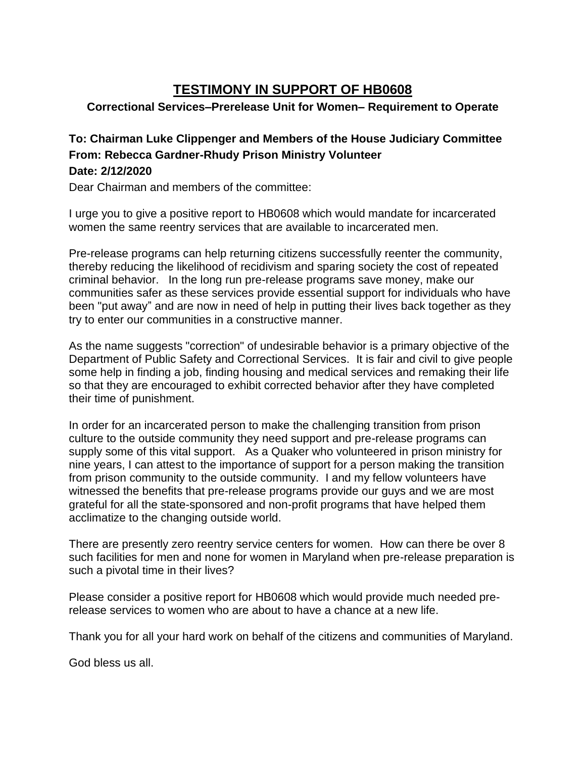# TESTIMONY IN SUPPORT OF HB0608

**Correctional Services–Prerelease Unit for Women– Requirement to Operate**

**To: Chairman Luke Clippenger and Members of the House Judiciary Committee**
**From: Rebecca Gardner-Rhudy Prison Ministry Volunteer**
**Date: 2/12/2020**

Dear Chairman and members of the committee:

I urge you to give a positive report to HB0608 which would mandate for incarcerated women the same reentry services that are available to incarcerated men.

Pre-release programs can help returning citizens successfully reenter the community, thereby reducing the likelihood of recidivism and sparing society the cost of repeated criminal behavior. In the long run pre-release programs save money, make our communities safer as these services provide essential support for individuals who have been "put away" and are now in need of help in putting their lives back together as they try to enter our communities in a constructive manner.

As the name suggests "correction" of undesirable behavior is a primary objective of the Department of Public Safety and Correctional Services. It is fair and civil to give people some help in finding a job, finding housing and medical services and remaking their life so that they are encouraged to exhibit corrected behavior after they have completed their time of punishment.

In order for an incarcerated person to make the challenging transition from prison culture to the outside community they need support and pre-release programs can supply some of this vital support. As a Quaker who volunteered in prison ministry for nine years, I can attest to the importance of support for a person making the transition from prison community to the outside community. I and my fellow volunteers have witnessed the benefits that pre-release programs provide our guys and we are most grateful for all the state-sponsored and non-profit programs that have helped them acclimatize to the changing outside world.

There are presently zero reentry service centers for women. How can there be over 8 such facilities for men and none for women in Maryland when pre-release preparation is such a pivotal time in their lives?

Please consider a positive report for HB0608 which would provide much needed pre-release services to women who are about to have a chance at a new life.

Thank you for all your hard work on behalf of the citizens and communities of Maryland.

God bless us all.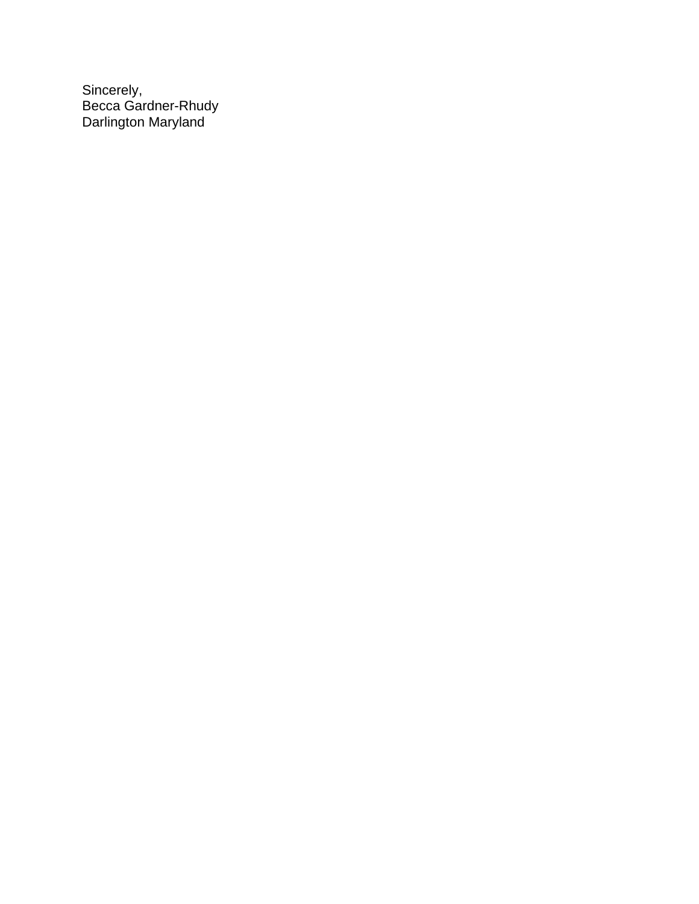Sincerely,
Becca Gardner-Rhudy
Darlington Maryland